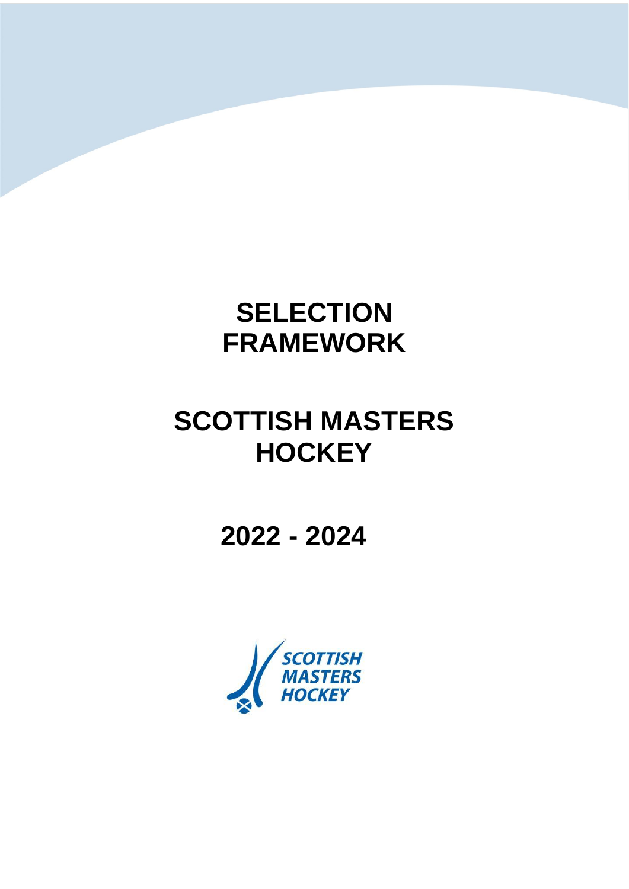# SELECTION FRAMEWORK

# SCOTTISH MASTERS HOCKEY

# 2022 - 2024

SCOTTISH MASTERS HOCKEY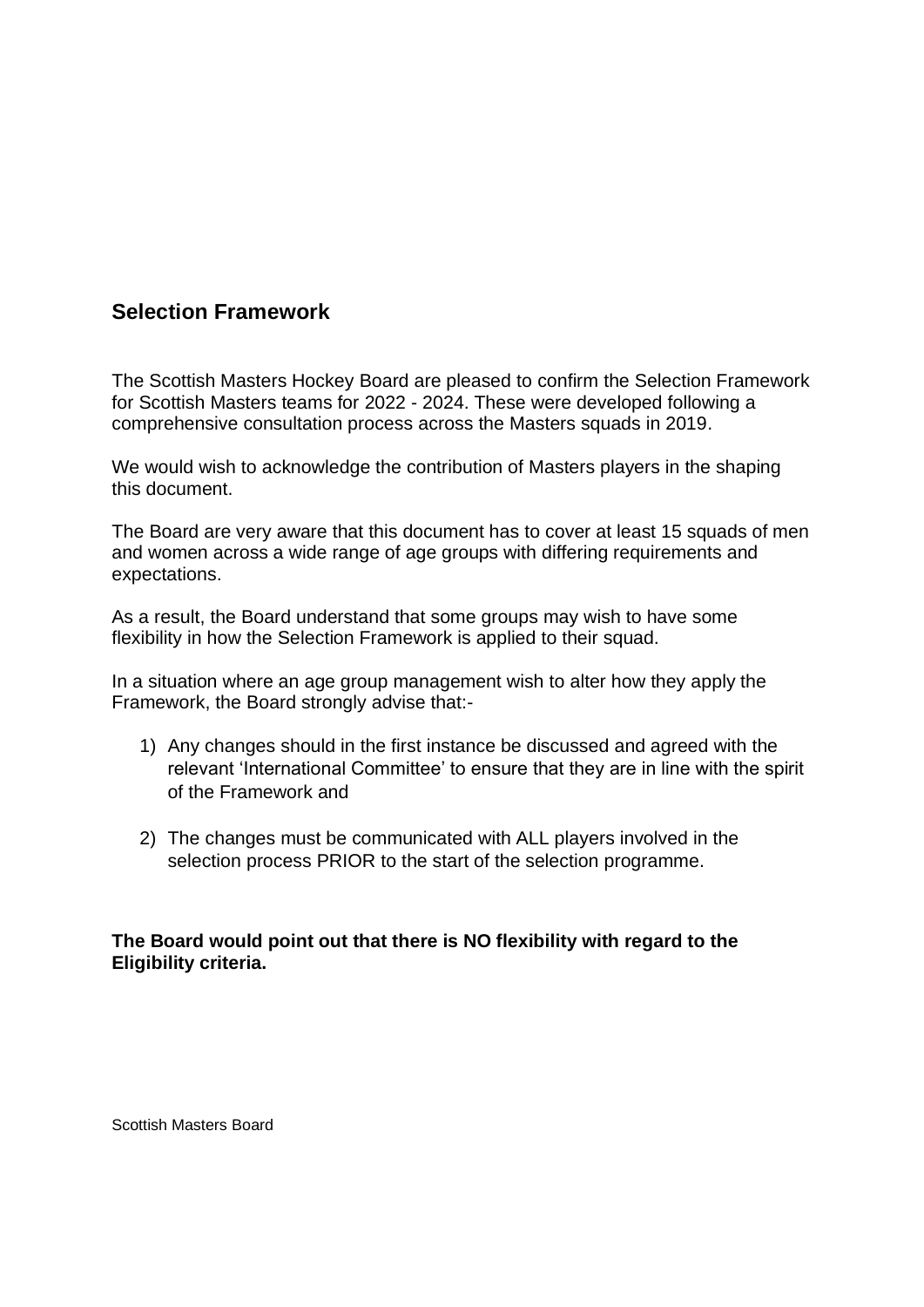## Selection Framework

The Scottish Masters Hockey Board are pleased to confirm the Selection Framework for Scottish Masters teams for 2022 - 2024. These were developed following a comprehensive consultation process across the Masters squads in 2019.

We would wish to acknowledge the contribution of Masters players in the shaping this document.

The Board are very aware that this document has to cover at least 15 squads of men and women across a wide range of age groups with differing requirements and expectations.

As a result, the Board understand that some groups may wish to have some flexibility in how the Selection Framework is applied to their squad.

In a situation where an age group management wish to alter how they apply the Framework, the Board strongly advise that:-

1) Any changes should in the first instance be discussed and agreed with the relevant 'International Committee' to ensure that they are in line with the spirit of the Framework and

2) The changes must be communicated with ALL players involved in the selection process PRIOR to the start of the selection programme.

**The Board would point out that there is NO flexibility with regard to the Eligibility criteria.**

Scottish Masters Board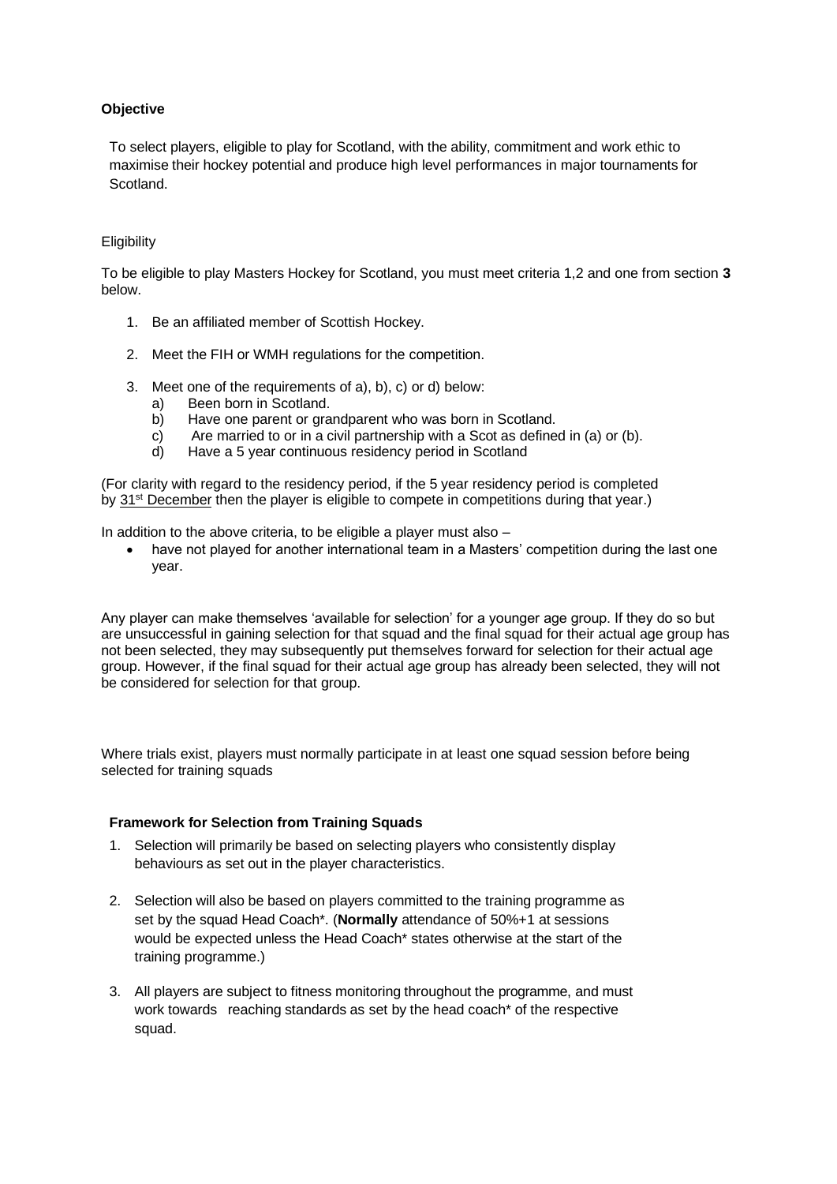**Objective**

To select players, eligible to play for Scotland, with the ability, commitment and work ethic to maximise their hockey potential and produce high level performances in major tournaments for Scotland.

Eligibility

To be eligible to play Masters Hockey for Scotland, you must meet criteria 1,2 and one from section **3** below.

1. Be an affiliated member of Scottish Hockey.

2. Meet the FIH or WMH regulations for the competition.

3. Meet one of the requirements of a), b), c) or d) below:
   a) Been born in Scotland.
   b) Have one parent or grandparent who was born in Scotland.
   c) Are married to or in a civil partnership with a Scot as defined in (a) or (b).
   d) Have a 5 year continuous residency period in Scotland

(For clarity with regard to the residency period, if the 5 year residency period is completed by 31st December then the player is eligible to compete in competitions during that year.)

In addition to the above criteria, to be eligible a player must also –

- have not played for another international team in a Masters' competition during the last one year.

Any player can make themselves 'available for selection' for a younger age group. If they do so but are unsuccessful in gaining selection for that squad and the final squad for their actual age group has not been selected, they may subsequently put themselves forward for selection for their actual age group. However, if the final squad for their actual age group has already been selected, they will not be considered for selection for that group.

Where trials exist, players must normally participate in at least one squad session before being selected for training squads

**Framework for Selection from Training Squads**

1. Selection will primarily be based on selecting players who consistently display behaviours as set out in the player characteristics.

2. Selection will also be based on players committed to the training programme as set by the squad Head Coach*. (**Normally** attendance of 50%+1 at sessions would be expected unless the Head Coach* states otherwise at the start of the training programme.)

3. All players are subject to fitness monitoring throughout the programme, and must work towards reaching standards as set by the head coach* of the respective squad.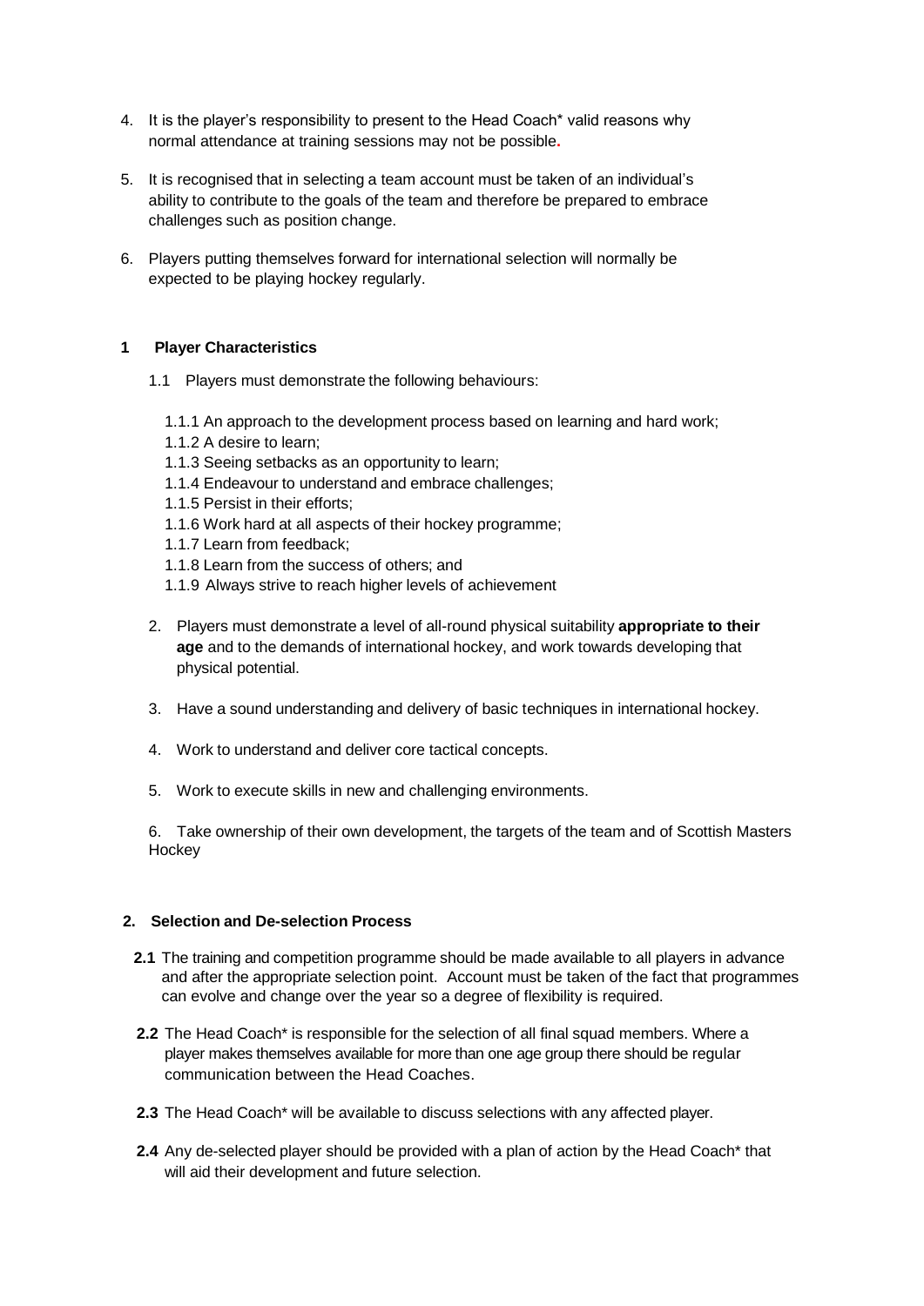4. It is the player's responsibility to present to the Head Coach* valid reasons why normal attendance at training sessions may not be possible.

5. It is recognised that in selecting a team account must be taken of an individual's ability to contribute to the goals of the team and therefore be prepared to embrace challenges such as position change.

6. Players putting themselves forward for international selection will normally be expected to be playing hockey regularly.

## 1 Player Characteristics

1.1 Players must demonstrate the following behaviours:

1.1.1 An approach to the development process based on learning and hard work;
1.1.2 A desire to learn;
1.1.3 Seeing setbacks as an opportunity to learn;
1.1.4 Endeavour to understand and embrace challenges;
1.1.5 Persist in their efforts;
1.1.6 Work hard at all aspects of their hockey programme;
1.1.7 Learn from feedback;
1.1.8 Learn from the success of others; and
1.1.9 Always strive to reach higher levels of achievement

2. Players must demonstrate a level of all-round physical suitability **appropriate to their age** and to the demands of international hockey, and work towards developing that physical potential.

3. Have a sound understanding and delivery of basic techniques in international hockey.

4. Work to understand and deliver core tactical concepts.

5. Work to execute skills in new and challenging environments.

6. Take ownership of their own development, the targets of the team and of Scottish Masters Hockey

## 2. Selection and De-selection Process

**2.1** The training and competition programme should be made available to all players in advance and after the appropriate selection point. Account must be taken of the fact that programmes can evolve and change over the year so a degree of flexibility is required.

**2.2** The Head Coach* is responsible for the selection of all final squad members. Where a player makes themselves available for more than one age group there should be regular communication between the Head Coaches.

**2.3** The Head Coach* will be available to discuss selections with any affected player.

**2.4** Any de-selected player should be provided with a plan of action by the Head Coach* that will aid their development and future selection.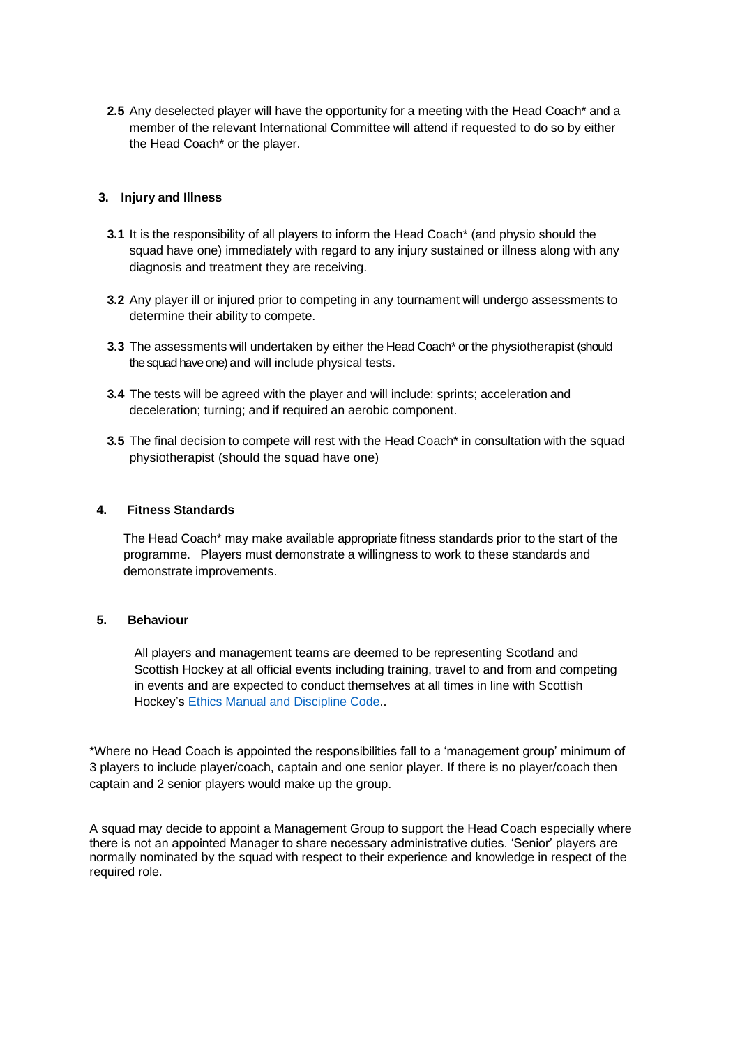**2.5** Any deselected player will have the opportunity for a meeting with the Head Coach* and a member of the relevant International Committee will attend if requested to do so by either the Head Coach* or the player.

## 3. Injury and Illness

**3.1** It is the responsibility of all players to inform the Head Coach* (and physio should the squad have one) immediately with regard to any injury sustained or illness along with any diagnosis and treatment they are receiving.

**3.2** Any player ill or injured prior to competing in any tournament will undergo assessments to determine their ability to compete.

**3.3** The assessments will undertaken by either the Head Coach* or the physiotherapist (should the squad have one) and will include physical tests.

**3.4** The tests will be agreed with the player and will include: sprints; acceleration and deceleration; turning; and if required an aerobic component.

**3.5** The final decision to compete will rest with the Head Coach* in consultation with the squad physiotherapist (should the squad have one)

## 4. Fitness Standards

The Head Coach* may make available appropriate fitness standards prior to the start of the programme. Players must demonstrate a willingness to work to these standards and demonstrate improvements.

## 5. Behaviour

All players and management teams are deemed to be representing Scotland and Scottish Hockey at all official events including training, travel to and from and competing in events and are expected to conduct themselves at all times in line with Scottish Hockey's Ethics Manual and Discipline Code..

*Where no Head Coach is appointed the responsibilities fall to a 'management group' minimum of 3 players to include player/coach, captain and one senior player. If there is no player/coach then captain and 2 senior players would make up the group.

A squad may decide to appoint a Management Group to support the Head Coach especially where there is not an appointed Manager to share necessary administrative duties. 'Senior' players are normally nominated by the squad with respect to their experience and knowledge in respect of the required role.